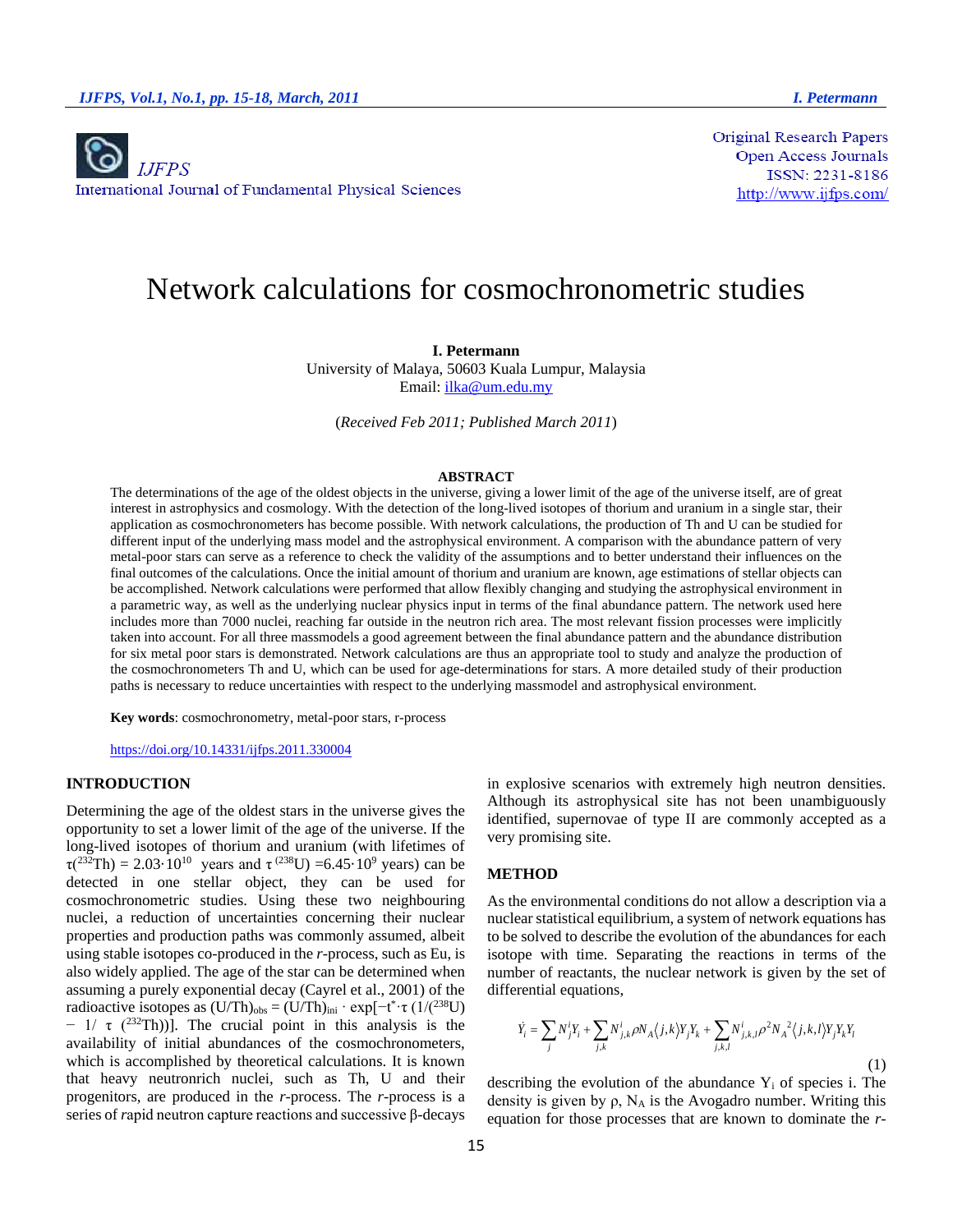International Journal of Fundamental Physical Sciences

Original Research Papers
Open Access Journals
ISSN: 2231-8186
http://www.ijfps.com/

# Network calculations for cosmochronometric studies

**I. Petermann**
University of Malaya, 50603 Kuala Lumpur, Malaysia
Email: ilka@um.edu.my

(*Received Feb 2011; Published March 2011*)

## ABSTRACT

The determinations of the age of the oldest objects in the universe, giving a lower limit of the age of the universe itself, are of great interest in astrophysics and cosmology. With the detection of the long-lived isotopes of thorium and uranium in a single star, their application as cosmochronometers has become possible. With network calculations, the production of Th and U can be studied for different input of the underlying mass model and the astrophysical environment. A comparison with the abundance pattern of very metal-poor stars can serve as a reference to check the validity of the assumptions and to better understand their influences on the final outcomes of the calculations. Once the initial amount of thorium and uranium are known, age estimations of stellar objects can be accomplished. Network calculations were performed that allow flexibly changing and studying the astrophysical environment in a parametric way, as well as the underlying nuclear physics input in terms of the final abundance pattern. The network used here includes more than 7000 nuclei, reaching far outside in the neutron rich area. The most relevant fission processes were implicitly taken into account. For all three massmodels a good agreement between the final abundance pattern and the abundance distribution for six metal poor stars is demonstrated. Network calculations are thus an appropriate tool to study and analyze the production of the cosmochronometers Th and U, which can be used for age-determinations for stars. A more detailed study of their production paths is necessary to reduce uncertainties with respect to the underlying massmodel and astrophysical environment.

**Key words**: cosmochronometry, metal-poor stars, r-process

https://doi.org/10.14331/ijfps.2011.330004

## INTRODUCTION

Determining the age of the oldest stars in the universe gives the opportunity to set a lower limit of the age of the universe. If the long-lived isotopes of thorium and uranium (with lifetimes of $\tau(^{232}Th) = 2.03\cdot10^{10}$ years and $\tau(^{238}U) = 6.45\cdot10^{9}$ years) can be detected in one stellar object, they can be used for cosmochronometric studies. Using these two neighbouring nuclei, a reduction of uncertainties concerning their nuclear properties and production paths was commonly assumed, albeit using stable isotopes co-produced in the *r*-process, such as Eu, is also widely applied. The age of the star can be determined when assuming a purely exponential decay (Cayrel et al., 2001) of the radioactive isotopes as $(U/Th)_{obs} = (U/Th)_{ini} \cdot \exp[-t^{*}\cdot\tau\,(1/(^{238}U) - 1/\tau\,(^{232}Th))]$. The crucial point in this analysis is the availability of initial abundances of the cosmochronometers, which is accomplished by theoretical calculations. It is known that heavy neutronrich nuclei, such as Th, U and their progenitors, are produced in the *r*-process. The *r*-process is a series of *r*apid neutron capture reactions and successive β-decays in explosive scenarios with extremely high neutron densities. Although its astrophysical site has not been unambiguously identified, supernovae of type II are commonly accepted as a very promising site.

## METHOD

As the environmental conditions do not allow a description via a nuclear statistical equilibrium, a system of network equations has to be solved to describe the evolution of the abundances for each isotope with time. Separating the reactions in terms of the number of reactants, the nuclear network is given by the set of differential equations,

$$\dot{Y}_i = \sum_j N_j^i Y_i + \sum_{j,k} N_{j,k}^i \rho N_A \langle j,k \rangle Y_j Y_k + \sum_{j,k,l} N_{j,k,l}^i \rho^2 N_A{}^2 \langle j,k,l \rangle Y_j Y_k Y_l \tag{1}$$

describing the evolution of the abundance $Y_i$ of species i. The density is given by ρ, $N_A$ is the Avogadro number. Writing this equation for those processes that are known to dominate the *r*-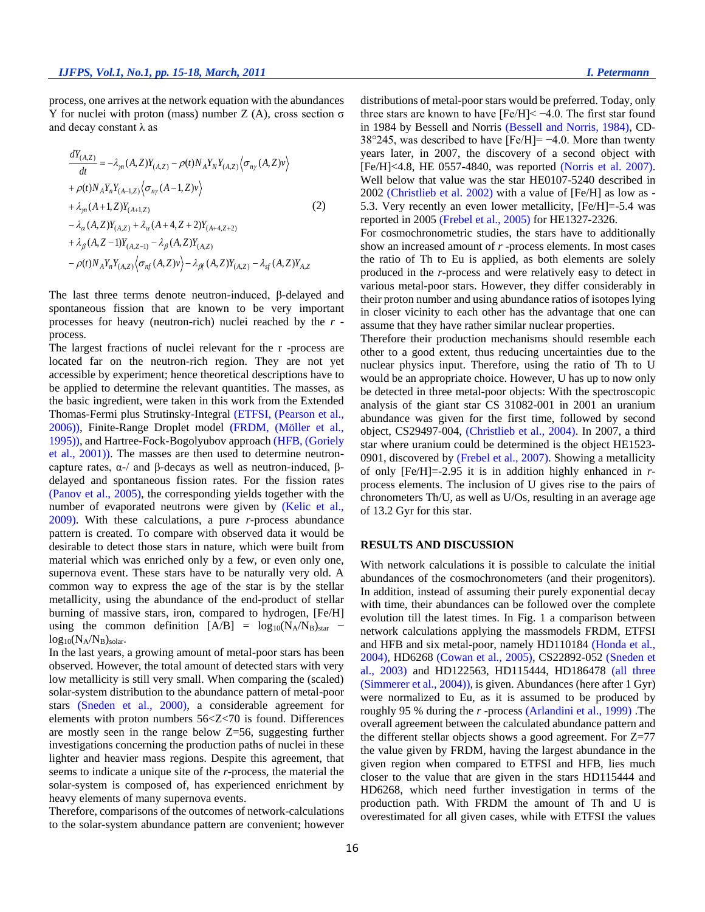process, one arrives at the network equation with the abundances Y for nuclei with proton (mass) number Z (A), cross section σ and decay constant λ as

$$
\begin{aligned}
\frac{dY_{(A,Z)}}{dt} &= -\lambda_{\gamma n}(A,Z)Y_{(A,Z)} - \rho(t)N_A Y_N Y_{(A,Z)}\left\langle \sigma_{n\gamma}(A,Z)v \right\rangle \\
&+ \rho(t)N_A Y_n Y_{(A-1,Z)}\left\langle \sigma_{n\gamma}(A-1,Z)v \right\rangle \\
&+ \lambda_{\gamma n}(A+1,Z)Y_{(A+1,Z)} \\
&- \lambda_{\alpha}(A,Z)Y_{(A,Z)} + \lambda_{\alpha}(A+4,Z+2)Y_{(A+4,Z+2)} \\
&+ \lambda_{\beta}(A,Z-1)Y_{(A,Z-1)} - \lambda_{\beta}(A,Z)Y_{(A,Z)} \\
&- \rho(t)N_A Y_n Y_{(A,Z)}\left\langle \sigma_{nf}(A,Z)v \right\rangle - \lambda_{\beta f}(A,Z)Y_{(A,Z)} - \lambda_{sf}(A,Z)Y_{A,Z}
\end{aligned}
\qquad (2)
$$

The last three terms denote neutron-induced, β-delayed and spontaneous fission that are known to be very important processes for heavy (neutron-rich) nuclei reached by the *r* -process.

The largest fractions of nuclei relevant for the r -process are located far on the neutron-rich region. They are not yet accessible by experiment; hence theoretical descriptions have to be applied to determine the relevant quantities. The masses, as the basic ingredient, were taken in this work from the Extended Thomas-Fermi plus Strutinsky-Integral (ETFSI, (Pearson et al., 2006)), Finite-Range Droplet model (FRDM, (Möller et al., 1995)), and Hartree-Fock-Bogolyubov approach (HFB, (Goriely et al., 2001)). The masses are then used to determine neutron-capture rates, α-/ and β-decays as well as neutron-induced, β-delayed and spontaneous fission rates. For the fission rates (Panov et al., 2005), the corresponding yields together with the number of evaporated neutrons were given by (Kelic et al., 2009). With these calculations, a pure *r*-process abundance pattern is created. To compare with observed data it would be desirable to detect those stars in nature, which were built from material which was enriched only by a few, or even only one, supernova event. These stars have to be naturally very old. A common way to express the age of the star is by the stellar metallicity, using the abundance of the end-product of stellar burning of massive stars, iron, compared to hydrogen, [Fe/H] using the common definition [A/B] = $\log_{10}(N_A/N_B)_{star} - \log_{10}(N_A/N_B)_{solar}$.

In the last years, a growing amount of metal-poor stars has been observed. However, the total amount of detected stars with very low metallicity is still very small. When comparing the (scaled) solar-system distribution to the abundance pattern of metal-poor stars (Sneden et al., 2000), a considerable agreement for elements with proton numbers 56<Z<70 is found. Differences are mostly seen in the range below Z=56, suggesting further investigations concerning the production paths of nuclei in these lighter and heavier mass regions. Despite this agreement, that seems to indicate a unique site of the *r*-process, the material the solar-system is composed of, has experienced enrichment by heavy elements of many supernova events.

Therefore, comparisons of the outcomes of network-calculations to the solar-system abundance pattern are convenient; however distributions of metal-poor stars would be preferred. Today, only three stars are known to have [Fe/H]< −4.0. The first star found in 1984 by Bessell and Norris (Bessell and Norris, 1984), CD-38°245, was described to have [Fe/H]= −4.0. More than twenty years later, in 2007, the discovery of a second object with [Fe/H]<4.8, HE 0557-4840, was reported (Norris et al. 2007). Well below that value was the star HE0107-5240 described in 2002 (Christlieb et al. 2002) with a value of [Fe/H] as low as -5.3. Very recently an even lower metallicity, [Fe/H]=-5.4 was reported in 2005 (Frebel et al., 2005) for HE1327-2326.

For cosmochronometric studies, the stars have to additionally show an increased amount of *r* -process elements. In most cases the ratio of Th to Eu is applied, as both elements are solely produced in the *r*-process and were relatively easy to detect in various metal-poor stars. However, they differ considerably in their proton number and using abundance ratios of isotopes lying in closer vicinity to each other has the advantage that one can assume that they have rather similar nuclear properties.

Therefore their production mechanisms should resemble each other to a good extent, thus reducing uncertainties due to the nuclear physics input. Therefore, using the ratio of Th to U would be an appropriate choice. However, U has up to now only be detected in three metal-poor objects: With the spectroscopic analysis of the giant star CS 31082-001 in 2001 an uranium abundance was given for the first time, followed by second object, CS29497-004, (Christlieb et al., 2004). In 2007, a third star where uranium could be determined is the object HE1523-0901, discovered by (Frebel et al., 2007). Showing a metallicity of only [Fe/H]=-2.95 it is in addition highly enhanced in *r*-process elements. The inclusion of U gives rise to the pairs of chronometers Th/U, as well as U/Os, resulting in an average age of 13.2 Gyr for this star.

## RESULTS AND DISCUSSION

With network calculations it is possible to calculate the initial abundances of the cosmochronometers (and their progenitors). In addition, instead of assuming their purely exponential decay with time, their abundances can be followed over the complete evolution till the latest times. In Fig. 1 a comparison between network calculations applying the massmodels FRDM, ETFSI and HFB and six metal-poor, namely HD110184 (Honda et al., 2004), HD6268 (Cowan et al., 2005), CS22892-052 (Sneden et al., 2003) and HD122563, HD115444, HD186478 (all three (Simmerer et al., 2004)), is given. Abundances (here after 1 Gyr) were normalized to Eu, as it is assumed to be produced by roughly 95 % during the *r* -process (Arlandini et al., 1999) .The overall agreement between the calculated abundance pattern and the different stellar objects shows a good agreement. For Z=77 the value given by FRDM, having the largest abundance in the given region when compared to ETFSI and HFB, lies much closer to the value that are given in the stars HD115444 and HD6268, which need further investigation in terms of the production path. With FRDM the amount of Th and U is overestimated for all given cases, while with ETFSI the values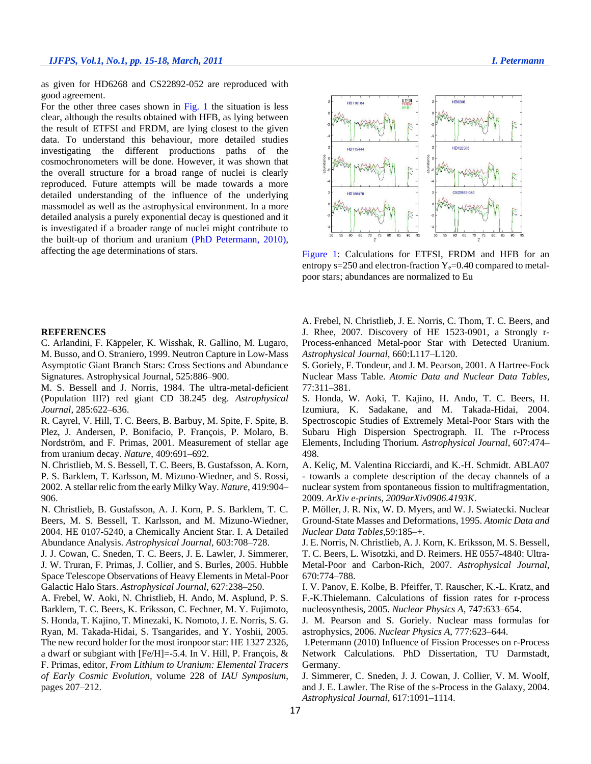as given for HD6268 and CS22892-052 are reproduced with good agreement.

For the other three cases shown in Fig. 1 the situation is less clear, although the results obtained with HFB, as lying between the result of ETFSI and FRDM, are lying closest to the given data. To understand this behaviour, more detailed studies investigating the different productions paths of the cosmochronometers will be done. However, it was shown that the overall structure for a broad range of nuclei is clearly reproduced. Future attempts will be made towards a more detailed understanding of the influence of the underlying massmodel as well as the astrophysical environment. In a more detailed analysis a purely exponential decay is questioned and it is investigated if a broader range of nuclei might contribute to the built-up of thorium and uranium (PhD Petermann, 2010), affecting the age determinations of stars.

Figure 1: Calculations for ETFSI, FRDM and HFB for an entropy s=250 and electron-fraction $Y_e$=0.40 compared to metal-poor stars; abundances are normalized to Eu

## REFERENCES

C. Arlandini, F. Käppeler, K. Wisshak, R. Gallino, M. Lugaro, M. Busso, and O. Straniero, 1999. Neutron Capture in Low-Mass Asymptotic Giant Branch Stars: Cross Sections and Abundance Signatures. Astrophysical Journal, 525:886–900.

M. S. Bessell and J. Norris, 1984. The ultra-metal-deficient (Population III?) red giant CD 38.245 deg. *Astrophysical Journal*, 285:622–636.

R. Cayrel, V. Hill, T. C. Beers, B. Barbuy, M. Spite, F. Spite, B. Plez, J. Andersen, P. Bonifacio, P. François, P. Molaro, B. Nordström, and F. Primas, 2001. Measurement of stellar age from uranium decay. *Nature*, 409:691–692.

N. Christlieb, M. S. Bessell, T. C. Beers, B. Gustafsson, A. Korn, P. S. Barklem, T. Karlsson, M. Mizuno-Wiedner, and S. Rossi, 2002. A stellar relic from the early Milky Way. *Nature*, 419:904–906.

N. Christlieb, B. Gustafsson, A. J. Korn, P. S. Barklem, T. C. Beers, M. S. Bessell, T. Karlsson, and M. Mizuno-Wiedner, 2004. HE 0107-5240, a Chemically Ancient Star. I. A Detailed Abundance Analysis. *Astrophysical Journal*, 603:708–728.

J. J. Cowan, C. Sneden, T. C. Beers, J. E. Lawler, J. Simmerer, J. W. Truran, F. Primas, J. Collier, and S. Burles, 2005. Hubble Space Telescope Observations of Heavy Elements in Metal-Poor Galactic Halo Stars. *Astrophysical Journal*, 627:238–250.

A. Frebel, W. Aoki, N. Christlieb, H. Ando, M. Asplund, P. S. Barklem, T. C. Beers, K. Eriksson, C. Fechner, M. Y. Fujimoto, S. Honda, T. Kajino, T. Minezaki, K. Nomoto, J. E. Norris, S. G. Ryan, M. Takada-Hidai, S. Tsangarides, and Y. Yoshii, 2005. The new record holder for the most ironpoor star: HE 1327 2326, a dwarf or subgiant with [Fe/H]=-5.4. In V. Hill, P. François, & F. Primas, editor, *From Lithium to Uranium: Elemental Tracers of Early Cosmic Evolution*, volume 228 of *IAU Symposium*, pages 207–212.

A. Frebel, N. Christlieb, J. E. Norris, C. Thom, T. C. Beers, and J. Rhee, 2007. Discovery of HE 1523-0901, a Strongly r-Process-enhanced Metal-poor Star with Detected Uranium. *Astrophysical Journal*, 660:L117–L120.

S. Goriely, F. Tondeur, and J. M. Pearson, 2001. A Hartree-Fock Nuclear Mass Table. *Atomic Data and Nuclear Data Tables*, 77:311–381.

S. Honda, W. Aoki, T. Kajino, H. Ando, T. C. Beers, H. Izumiura, K. Sadakane, and M. Takada-Hidai, 2004. Spectroscopic Studies of Extremely Metal-Poor Stars with the Subaru High Dispersion Spectrograph. II. The r-Process Elements, Including Thorium. *Astrophysical Journal*, 607:474–498.

A. Keliç, M. Valentina Ricciardi, and K.-H. Schmidt. ABLA07 - towards a complete description of the decay channels of a nuclear system from spontaneous fission to multifragmentation, 2009. *ArXiv e-prints, 2009arXiv0906.4193K*.

P. Möller, J. R. Nix, W. D. Myers, and W. J. Swiatecki. Nuclear Ground-State Masses and Deformations, 1995. *Atomic Data and Nuclear Data Tables*,59:185–+.

J. E. Norris, N. Christlieb, A. J. Korn, K. Eriksson, M. S. Bessell, T. C. Beers, L. Wisotzki, and D. Reimers. HE 0557-4840: Ultra-Metal-Poor and Carbon-Rich, 2007. *Astrophysical Journal*, 670:774–788.

I. V. Panov, E. Kolbe, B. Pfeiffer, T. Rauscher, K.-L. Kratz, and F.-K.Thielemann. Calculations of fission rates for r-process nucleosynthesis, 2005. *Nuclear Physics A*, 747:633–654.

J. M. Pearson and S. Goriely. Nuclear mass formulas for astrophysics, 2006. *Nuclear Physics A*, 777:623–644.

I.Petermann (2010) Influence of Fission Processes on r-Process Network Calculations. PhD Dissertation, TU Darmstadt, Germany.

J. Simmerer, C. Sneden, J. J. Cowan, J. Collier, V. M. Woolf, and J. E. Lawler. The Rise of the s-Process in the Galaxy, 2004. *Astrophysical Journal*, 617:1091–1114.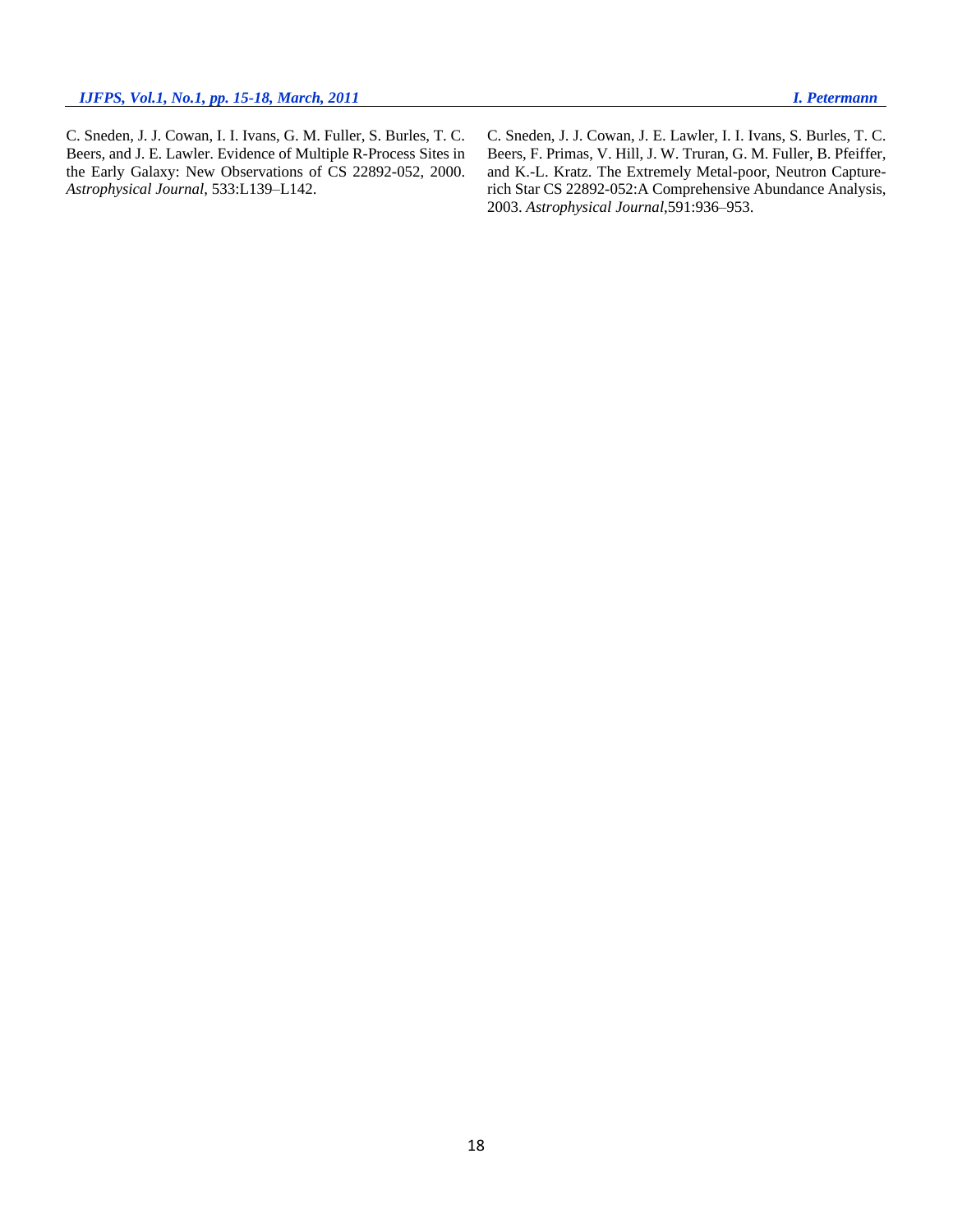C. Sneden, J. J. Cowan, I. I. Ivans, G. M. Fuller, S. Burles, T. C. Beers, and J. E. Lawler. Evidence of Multiple R-Process Sites in the Early Galaxy: New Observations of CS 22892-052, 2000. *Astrophysical Journal*, 533:L139–L142.

C. Sneden, J. J. Cowan, J. E. Lawler, I. I. Ivans, S. Burles, T. C. Beers, F. Primas, V. Hill, J. W. Truran, G. M. Fuller, B. Pfeiffer, and K.-L. Kratz. The Extremely Metal-poor, Neutron Capture-rich Star CS 22892-052:A Comprehensive Abundance Analysis, 2003. *Astrophysical Journal*,591:936–953.